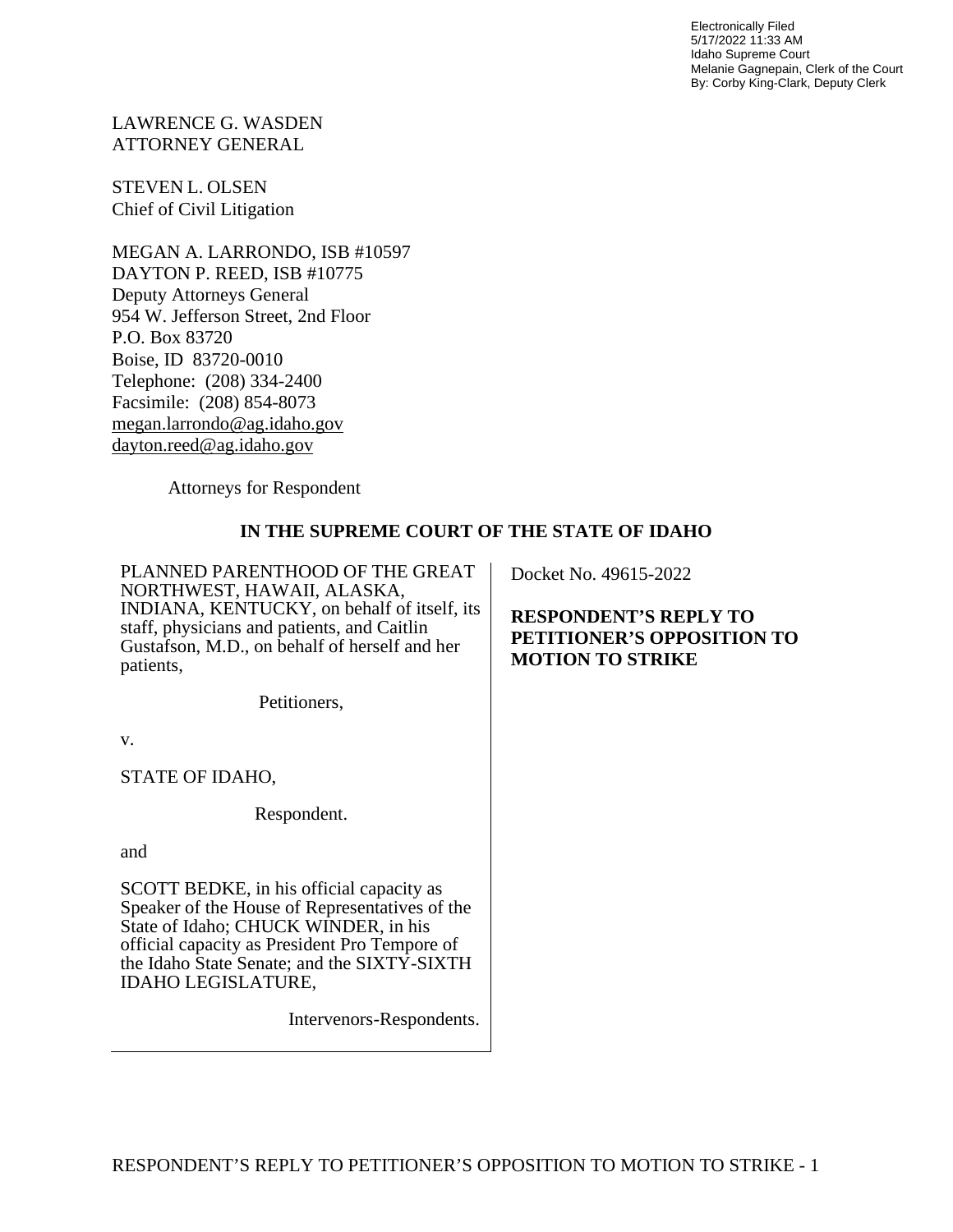Electronically Filed
5/17/2022 11:33 AM
Idaho Supreme Court
Melanie Gagnepain, Clerk of the Court
By: Corby King-Clark, Deputy Clerk

LAWRENCE G. WASDEN
ATTORNEY GENERAL

STEVEN L. OLSEN
Chief of Civil Litigation

MEGAN A. LARRONDO, ISB #10597
DAYTON P. REED, ISB #10775
Deputy Attorneys General
954 W. Jefferson Street, 2nd Floor
P.O. Box 83720
Boise, ID 83720-0010
Telephone: (208) 334-2400
Facsimile: (208) 854-8073
megan.larrondo@ag.idaho.gov
dayton.reed@ag.idaho.gov

Attorneys for Respondent

**IN THE SUPREME COURT OF THE STATE OF IDAHO**

| | |
|---|---|
| PLANNED PARENTHOOD OF THE GREAT NORTHWEST, HAWAII, ALASKA, INDIANA, KENTUCKY, on behalf of itself, its staff, physicians and patients, and Caitlin Gustafson, M.D., on behalf of herself and her patients,<br><br>Petitioners,<br><br>v.<br><br>STATE OF IDAHO,<br><br>Respondent.<br><br>and<br><br>SCOTT BEDKE, in his official capacity as Speaker of the House of Representatives of the State of Idaho; CHUCK WINDER, in his official capacity as President Pro Tempore of the Idaho State Senate; and the SIXTY-SIXTH IDAHO LEGISLATURE,<br><br>Intervenors-Respondents. | Docket No. 49615-2022<br><br>**RESPONDENT'S REPLY TO PETITIONER'S OPPOSITION TO MOTION TO STRIKE** |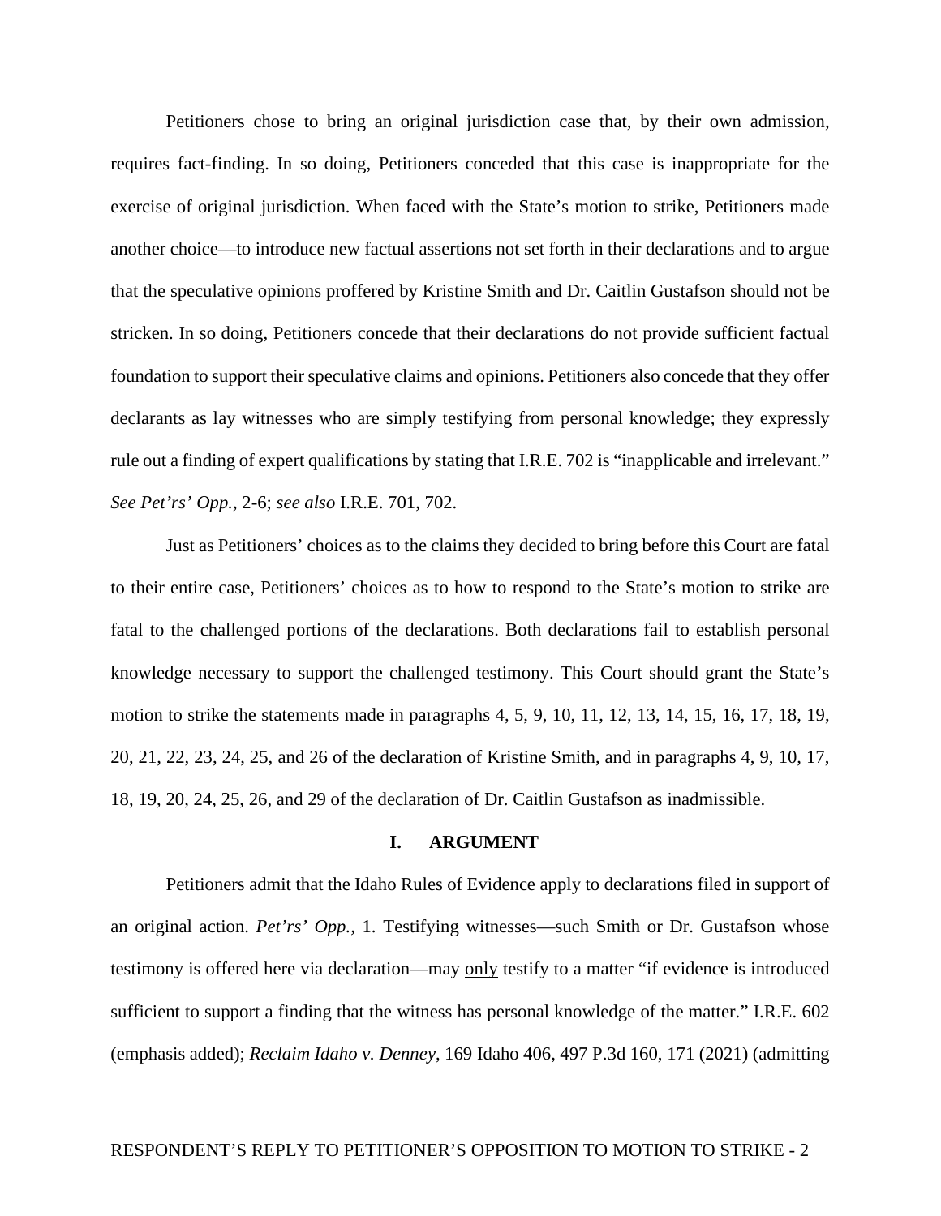Petitioners chose to bring an original jurisdiction case that, by their own admission, requires fact-finding. In so doing, Petitioners conceded that this case is inappropriate for the exercise of original jurisdiction. When faced with the State's motion to strike, Petitioners made another choice—to introduce new factual assertions not set forth in their declarations and to argue that the speculative opinions proffered by Kristine Smith and Dr. Caitlin Gustafson should not be stricken. In so doing, Petitioners concede that their declarations do not provide sufficient factual foundation to support their speculative claims and opinions. Petitioners also concede that they offer declarants as lay witnesses who are simply testifying from personal knowledge; they expressly rule out a finding of expert qualifications by stating that I.R.E. 702 is "inapplicable and irrelevant." *See Pet'rs' Opp.*, 2-6; *see also* I.R.E. 701, 702.

Just as Petitioners' choices as to the claims they decided to bring before this Court are fatal to their entire case, Petitioners' choices as to how to respond to the State's motion to strike are fatal to the challenged portions of the declarations. Both declarations fail to establish personal knowledge necessary to support the challenged testimony. This Court should grant the State's motion to strike the statements made in paragraphs 4, 5, 9, 10, 11, 12, 13, 14, 15, 16, 17, 18, 19, 20, 21, 22, 23, 24, 25, and 26 of the declaration of Kristine Smith, and in paragraphs 4, 9, 10, 17, 18, 19, 20, 24, 25, 26, and 29 of the declaration of Dr. Caitlin Gustafson as inadmissible.

## I. ARGUMENT

Petitioners admit that the Idaho Rules of Evidence apply to declarations filed in support of an original action. *Pet'rs' Opp.*, 1. Testifying witnesses—such Smith or Dr. Gustafson whose testimony is offered here via declaration—may <u>only</u> testify to a matter "if evidence is introduced sufficient to support a finding that the witness has personal knowledge of the matter." I.R.E. 602 (emphasis added); *Reclaim Idaho v. Denney*, 169 Idaho 406, 497 P.3d 160, 171 (2021) (admitting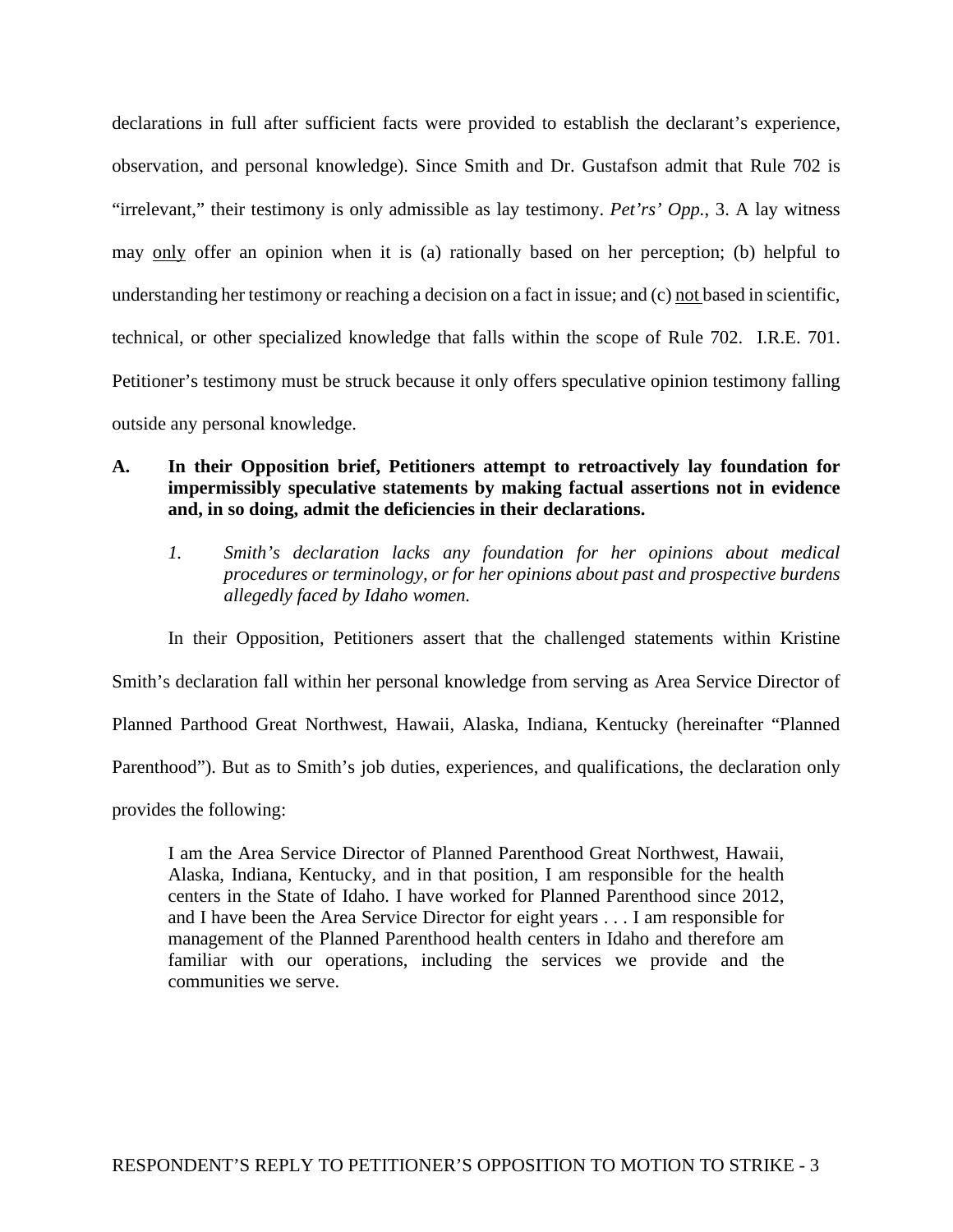declarations in full after sufficient facts were provided to establish the declarant's experience, observation, and personal knowledge). Since Smith and Dr. Gustafson admit that Rule 702 is "irrelevant," their testimony is only admissible as lay testimony. *Pet'rs' Opp.*, 3. A lay witness may only offer an opinion when it is (a) rationally based on her perception; (b) helpful to understanding her testimony or reaching a decision on a fact in issue; and (c) not based in scientific, technical, or other specialized knowledge that falls within the scope of Rule 702. I.R.E. 701. Petitioner's testimony must be struck because it only offers speculative opinion testimony falling outside any personal knowledge.

**A. In their Opposition brief, Petitioners attempt to retroactively lay foundation for impermissibly speculative statements by making factual assertions not in evidence and, in so doing, admit the deficiencies in their declarations.**

*1. Smith's declaration lacks any foundation for her opinions about medical procedures or terminology, or for her opinions about past and prospective burdens allegedly faced by Idaho women.*

In their Opposition, Petitioners assert that the challenged statements within Kristine Smith's declaration fall within her personal knowledge from serving as Area Service Director of Planned Parthood Great Northwest, Hawaii, Alaska, Indiana, Kentucky (hereinafter "Planned Parenthood"). But as to Smith's job duties, experiences, and qualifications, the declaration only provides the following:

> I am the Area Service Director of Planned Parenthood Great Northwest, Hawaii, Alaska, Indiana, Kentucky, and in that position, I am responsible for the health centers in the State of Idaho. I have worked for Planned Parenthood since 2012, and I have been the Area Service Director for eight years . . . I am responsible for management of the Planned Parenthood health centers in Idaho and therefore am familiar with our operations, including the services we provide and the communities we serve.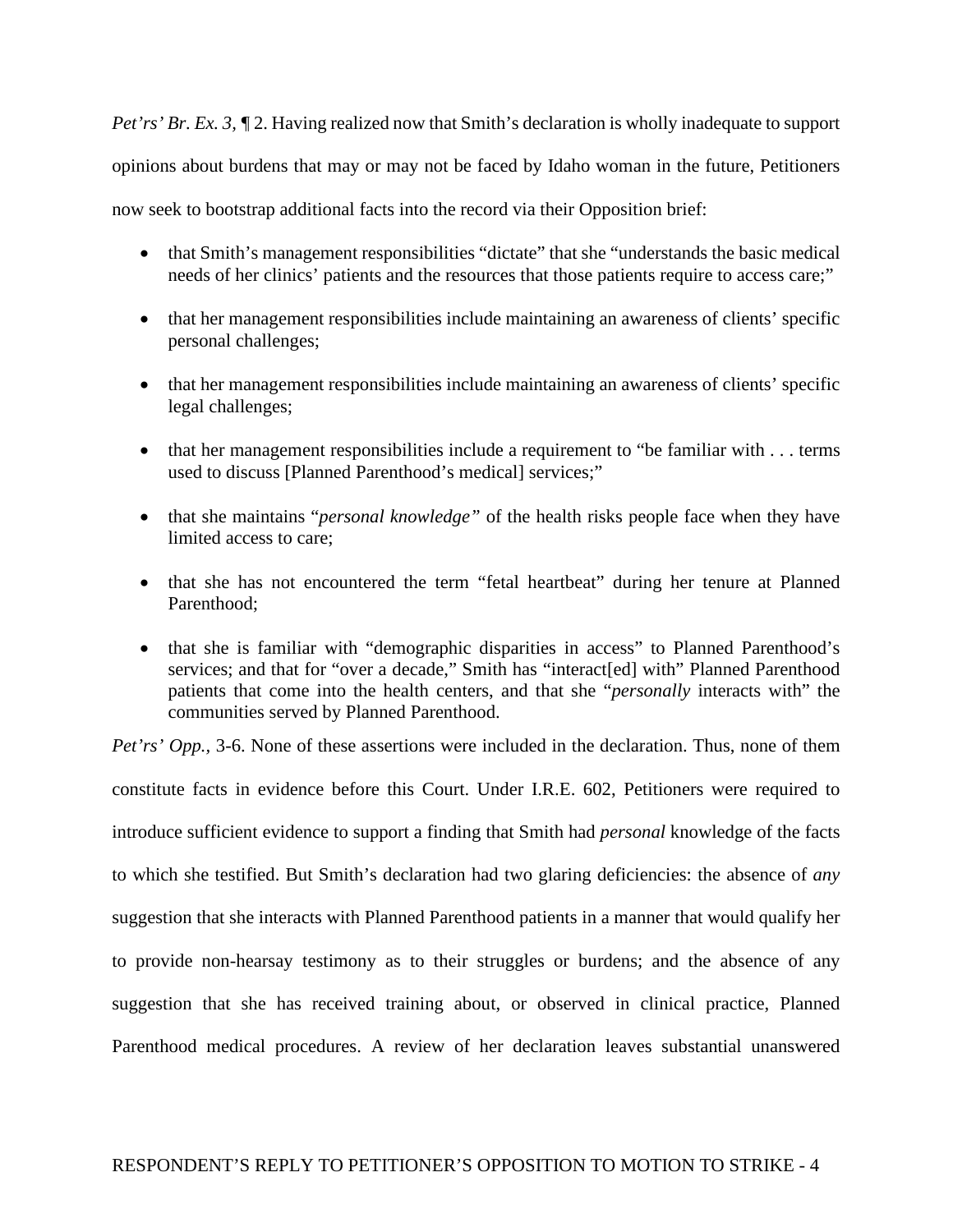*Pet'rs' Br. Ex. 3,* ¶ 2. Having realized now that Smith's declaration is wholly inadequate to support opinions about burdens that may or may not be faced by Idaho woman in the future, Petitioners now seek to bootstrap additional facts into the record via their Opposition brief:

- that Smith's management responsibilities "dictate" that she "understands the basic medical needs of her clinics' patients and the resources that those patients require to access care;"
- that her management responsibilities include maintaining an awareness of clients' specific personal challenges;
- that her management responsibilities include maintaining an awareness of clients' specific legal challenges;
- that her management responsibilities include a requirement to "be familiar with . . . terms used to discuss [Planned Parenthood's medical] services;"
- that she maintains "*personal knowledge"* of the health risks people face when they have limited access to care;
- that she has not encountered the term "fetal heartbeat" during her tenure at Planned Parenthood;
- that she is familiar with "demographic disparities in access" to Planned Parenthood's services; and that for "over a decade," Smith has "interact[ed] with" Planned Parenthood patients that come into the health centers, and that she "*personally* interacts with" the communities served by Planned Parenthood.

*Pet'rs' Opp.,* 3-6. None of these assertions were included in the declaration. Thus, none of them constitute facts in evidence before this Court. Under I.R.E. 602, Petitioners were required to introduce sufficient evidence to support a finding that Smith had *personal* knowledge of the facts to which she testified. But Smith's declaration had two glaring deficiencies: the absence of *any* suggestion that she interacts with Planned Parenthood patients in a manner that would qualify her to provide non-hearsay testimony as to their struggles or burdens; and the absence of any suggestion that she has received training about, or observed in clinical practice, Planned Parenthood medical procedures. A review of her declaration leaves substantial unanswered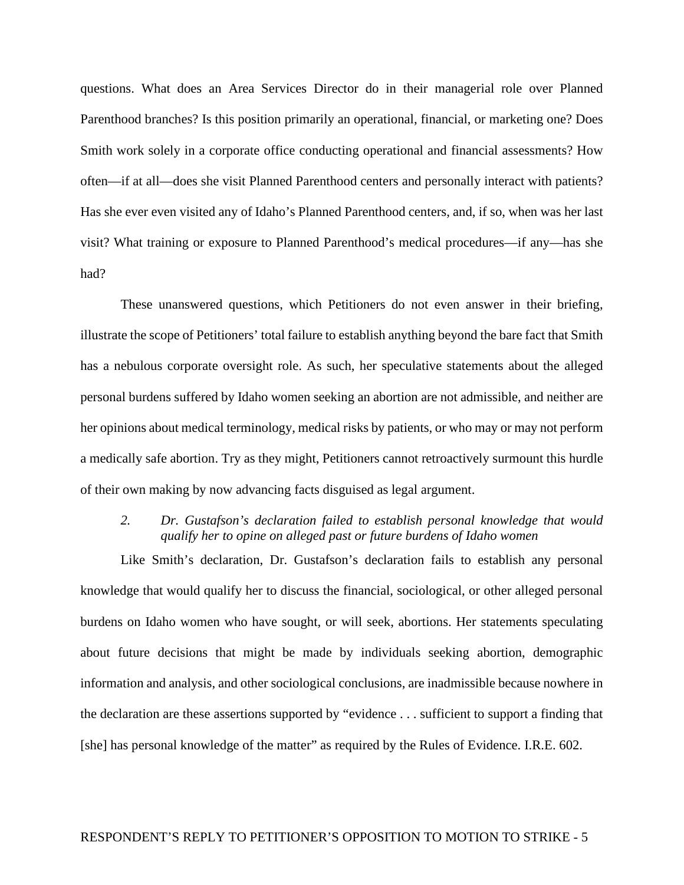questions. What does an Area Services Director do in their managerial role over Planned Parenthood branches? Is this position primarily an operational, financial, or marketing one? Does Smith work solely in a corporate office conducting operational and financial assessments? How often—if at all—does she visit Planned Parenthood centers and personally interact with patients? Has she ever even visited any of Idaho's Planned Parenthood centers, and, if so, when was her last visit? What training or exposure to Planned Parenthood's medical procedures—if any—has she had?

These unanswered questions, which Petitioners do not even answer in their briefing, illustrate the scope of Petitioners' total failure to establish anything beyond the bare fact that Smith has a nebulous corporate oversight role. As such, her speculative statements about the alleged personal burdens suffered by Idaho women seeking an abortion are not admissible, and neither are her opinions about medical terminology, medical risks by patients, or who may or may not perform a medically safe abortion. Try as they might, Petitioners cannot retroactively surmount this hurdle of their own making by now advancing facts disguised as legal argument.

*2. Dr. Gustafson's declaration failed to establish personal knowledge that would qualify her to opine on alleged past or future burdens of Idaho women*

Like Smith's declaration, Dr. Gustafson's declaration fails to establish any personal knowledge that would qualify her to discuss the financial, sociological, or other alleged personal burdens on Idaho women who have sought, or will seek, abortions. Her statements speculating about future decisions that might be made by individuals seeking abortion, demographic information and analysis, and other sociological conclusions, are inadmissible because nowhere in the declaration are these assertions supported by "evidence . . . sufficient to support a finding that [she] has personal knowledge of the matter" as required by the Rules of Evidence. I.R.E. 602.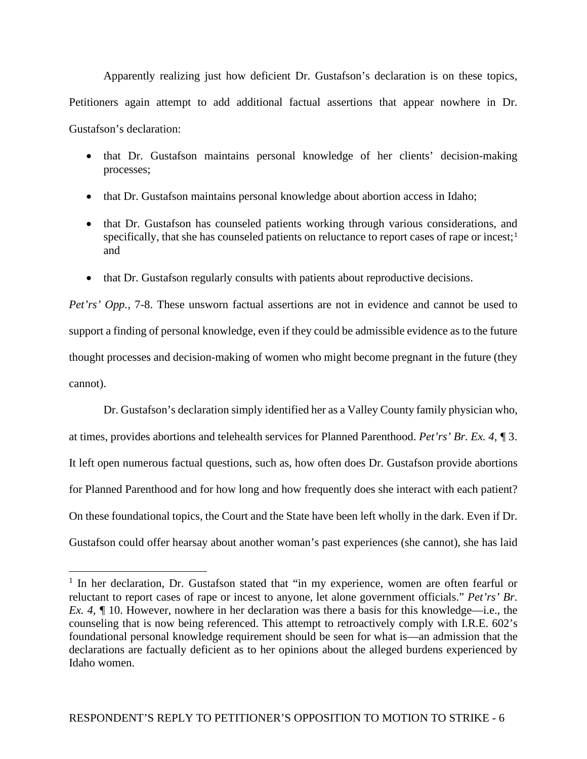Apparently realizing just how deficient Dr. Gustafson's declaration is on these topics, Petitioners again attempt to add additional factual assertions that appear nowhere in Dr. Gustafson's declaration:

- that Dr. Gustafson maintains personal knowledge of her clients' decision-making processes;
- that Dr. Gustafson maintains personal knowledge about abortion access in Idaho;
- that Dr. Gustafson has counseled patients working through various considerations, and specifically, that she has counseled patients on reluctance to report cases of rape or incest;[1] and
- that Dr. Gustafson regularly consults with patients about reproductive decisions.

*Pet'rs' Opp.,* 7-8. These unsworn factual assertions are not in evidence and cannot be used to support a finding of personal knowledge, even if they could be admissible evidence as to the future thought processes and decision-making of women who might become pregnant in the future (they cannot).

Dr. Gustafson's declaration simply identified her as a Valley County family physician who, at times, provides abortions and telehealth services for Planned Parenthood. *Pet'rs' Br. Ex. 4,* ¶ 3. It left open numerous factual questions, such as, how often does Dr. Gustafson provide abortions for Planned Parenthood and for how long and how frequently does she interact with each patient? On these foundational topics, the Court and the State have been left wholly in the dark. Even if Dr. Gustafson could offer hearsay about another woman's past experiences (she cannot), she has laid

---

[1] In her declaration, Dr. Gustafson stated that "in my experience, women are often fearful or reluctant to report cases of rape or incest to anyone, let alone government officials." *Pet'rs' Br. Ex. 4,* ¶ 10. However, nowhere in her declaration was there a basis for this knowledge—i.e., the counseling that is now being referenced. This attempt to retroactively comply with I.R.E. 602's foundational personal knowledge requirement should be seen for what is—an admission that the declarations are factually deficient as to her opinions about the alleged burdens experienced by Idaho women.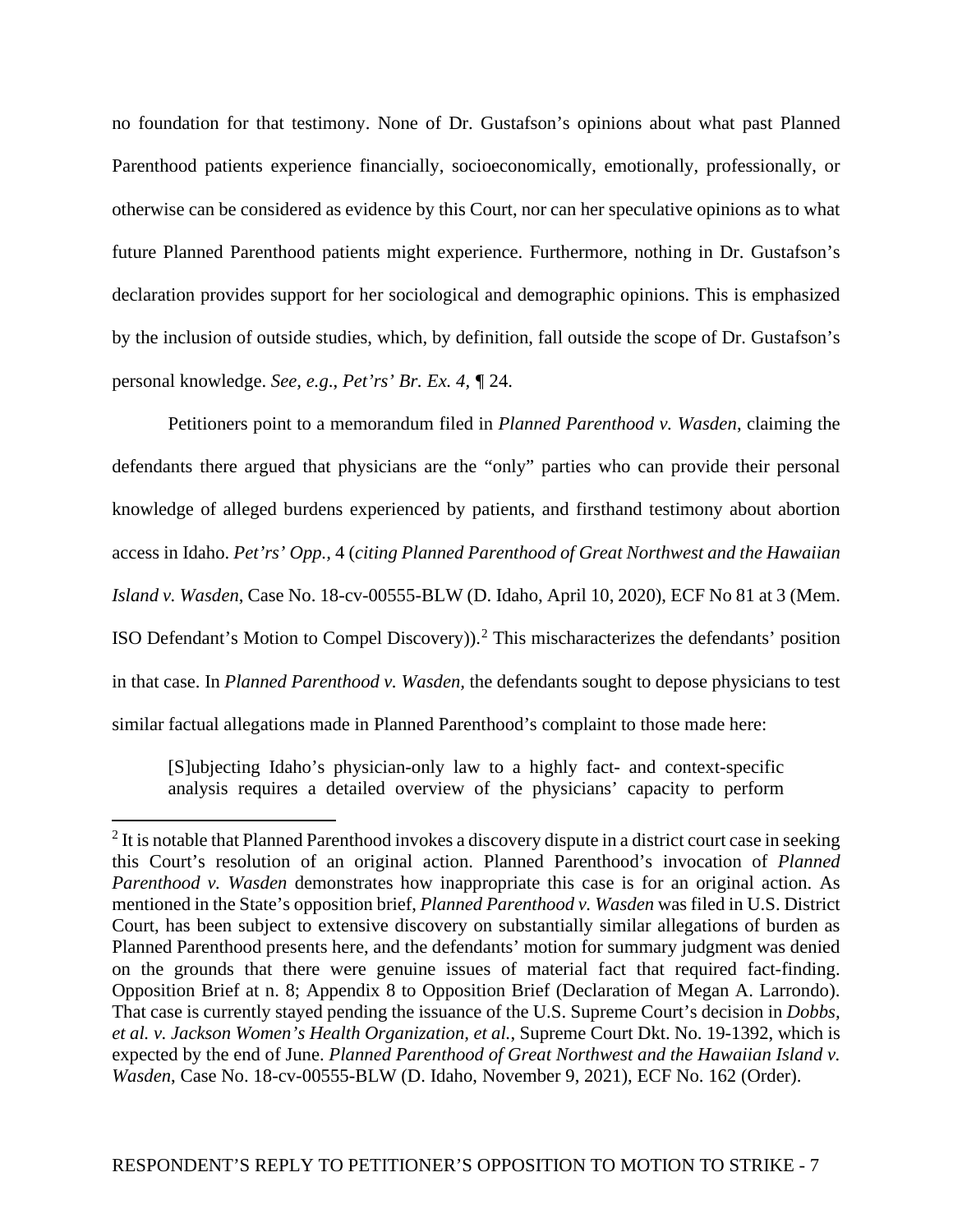no foundation for that testimony. None of Dr. Gustafson's opinions about what past Planned Parenthood patients experience financially, socioeconomically, emotionally, professionally, or otherwise can be considered as evidence by this Court, nor can her speculative opinions as to what future Planned Parenthood patients might experience. Furthermore, nothing in Dr. Gustafson's declaration provides support for her sociological and demographic opinions. This is emphasized by the inclusion of outside studies, which, by definition, fall outside the scope of Dr. Gustafson's personal knowledge. *See, e.g*., *Pet'rs' Br. Ex. 4*, ¶ 24.

Petitioners point to a memorandum filed in *Planned Parenthood v. Wasden*, claiming the defendants there argued that physicians are the "only" parties who can provide their personal knowledge of alleged burdens experienced by patients, and firsthand testimony about abortion access in Idaho. *Pet'rs' Opp.,* 4 (*citing Planned Parenthood of Great Northwest and the Hawaiian Island v. Wasden*, Case No. 18-cv-00555-BLW (D. Idaho, April 10, 2020), ECF No 81 at 3 (Mem. ISO Defendant's Motion to Compel Discovery)).[2] This mischaracterizes the defendants' position in that case. In *Planned Parenthood v. Wasden,* the defendants sought to depose physicians to test similar factual allegations made in Planned Parenthood's complaint to those made here:

> [S]ubjecting Idaho's physician-only law to a highly fact- and context-specific analysis requires a detailed overview of the physicians' capacity to perform

[2] It is notable that Planned Parenthood invokes a discovery dispute in a district court case in seeking this Court's resolution of an original action. Planned Parenthood's invocation of *Planned Parenthood v. Wasden* demonstrates how inappropriate this case is for an original action. As mentioned in the State's opposition brief, *Planned Parenthood v. Wasden* was filed in U.S. District Court, has been subject to extensive discovery on substantially similar allegations of burden as Planned Parenthood presents here, and the defendants' motion for summary judgment was denied on the grounds that there were genuine issues of material fact that required fact-finding. Opposition Brief at n. 8; Appendix 8 to Opposition Brief (Declaration of Megan A. Larrondo). That case is currently stayed pending the issuance of the U.S. Supreme Court's decision in *Dobbs, et al. v. Jackson Women's Health Organization, et al.*, Supreme Court Dkt. No. 19-1392, which is expected by the end of June. *Planned Parenthood of Great Northwest and the Hawaiian Island v. Wasden*, Case No. 18-cv-00555-BLW (D. Idaho, November 9, 2021), ECF No. 162 (Order).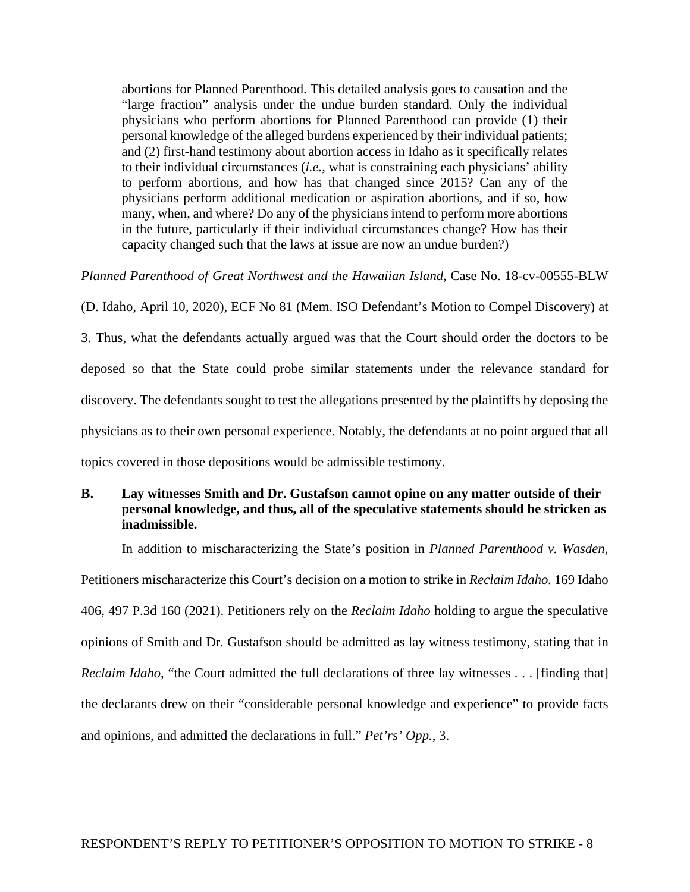> abortions for Planned Parenthood. This detailed analysis goes to causation and the "large fraction" analysis under the undue burden standard. Only the individual physicians who perform abortions for Planned Parenthood can provide (1) their personal knowledge of the alleged burdens experienced by their individual patients; and (2) first-hand testimony about abortion access in Idaho as it specifically relates to their individual circumstances (*i.e.,* what is constraining each physicians' ability to perform abortions, and how has that changed since 2015? Can any of the physicians perform additional medication or aspiration abortions, and if so, how many, when, and where? Do any of the physicians intend to perform more abortions in the future, particularly if their individual circumstances change? How has their capacity changed such that the laws at issue are now an undue burden?)

*Planned Parenthood of Great Northwest and the Hawaiian Island*, Case No. 18-cv-00555-BLW (D. Idaho, April 10, 2020), ECF No 81 (Mem. ISO Defendant's Motion to Compel Discovery) at 3. Thus, what the defendants actually argued was that the Court should order the doctors to be deposed so that the State could probe similar statements under the relevance standard for discovery. The defendants sought to test the allegations presented by the plaintiffs by deposing the physicians as to their own personal experience. Notably, the defendants at no point argued that all topics covered in those depositions would be admissible testimony.

### B. Lay witnesses Smith and Dr. Gustafson cannot opine on any matter outside of their personal knowledge, and thus, all of the speculative statements should be stricken as inadmissible.

In addition to mischaracterizing the State's position in *Planned Parenthood v. Wasden,* Petitioners mischaracterize this Court's decision on a motion to strike in *Reclaim Idaho.* 169 Idaho 406, 497 P.3d 160 (2021). Petitioners rely on the *Reclaim Idaho* holding to argue the speculative opinions of Smith and Dr. Gustafson should be admitted as lay witness testimony, stating that in *Reclaim Idaho*, "the Court admitted the full declarations of three lay witnesses . . . [finding that] the declarants drew on their "considerable personal knowledge and experience" to provide facts and opinions, and admitted the declarations in full." *Pet'rs' Opp.*, 3.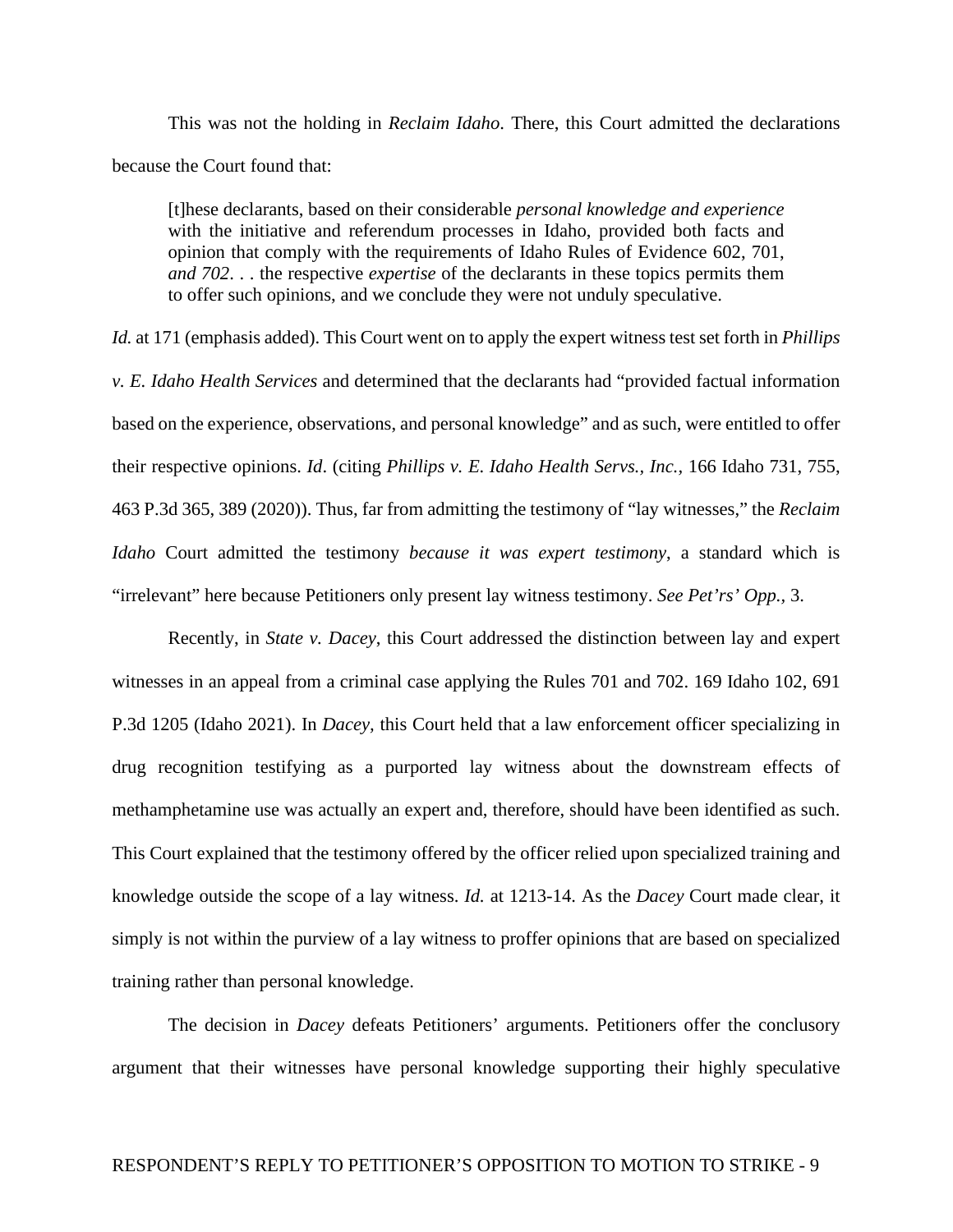This was not the holding in *Reclaim Idaho*. There, this Court admitted the declarations because the Court found that:

> [t]hese declarants, based on their considerable *personal knowledge and experience* with the initiative and referendum processes in Idaho, provided both facts and opinion that comply with the requirements of Idaho Rules of Evidence 602, 701, *and 702*. . . the respective *expertise* of the declarants in these topics permits them to offer such opinions, and we conclude they were not unduly speculative.

*Id.* at 171 (emphasis added). This Court went on to apply the expert witness test set forth in *Phillips v. E. Idaho Health Services* and determined that the declarants had "provided factual information based on the experience, observations, and personal knowledge" and as such, were entitled to offer their respective opinions. *Id*. (citing *Phillips v. E. Idaho Health Servs., Inc.*, 166 Idaho 731, 755, 463 P.3d 365, 389 (2020)). Thus, far from admitting the testimony of "lay witnesses," the *Reclaim Idaho* Court admitted the testimony *because it was expert testimony*, a standard which is "irrelevant" here because Petitioners only present lay witness testimony. *See Pet'rs' Opp.*, 3.

Recently, in *State v. Dacey*, this Court addressed the distinction between lay and expert witnesses in an appeal from a criminal case applying the Rules 701 and 702. 169 Idaho 102, 691 P.3d 1205 (Idaho 2021). In *Dacey*, this Court held that a law enforcement officer specializing in drug recognition testifying as a purported lay witness about the downstream effects of methamphetamine use was actually an expert and, therefore, should have been identified as such. This Court explained that the testimony offered by the officer relied upon specialized training and knowledge outside the scope of a lay witness. *Id.* at 1213-14. As the *Dacey* Court made clear, it simply is not within the purview of a lay witness to proffer opinions that are based on specialized training rather than personal knowledge.

The decision in *Dacey* defeats Petitioners' arguments. Petitioners offer the conclusory argument that their witnesses have personal knowledge supporting their highly speculative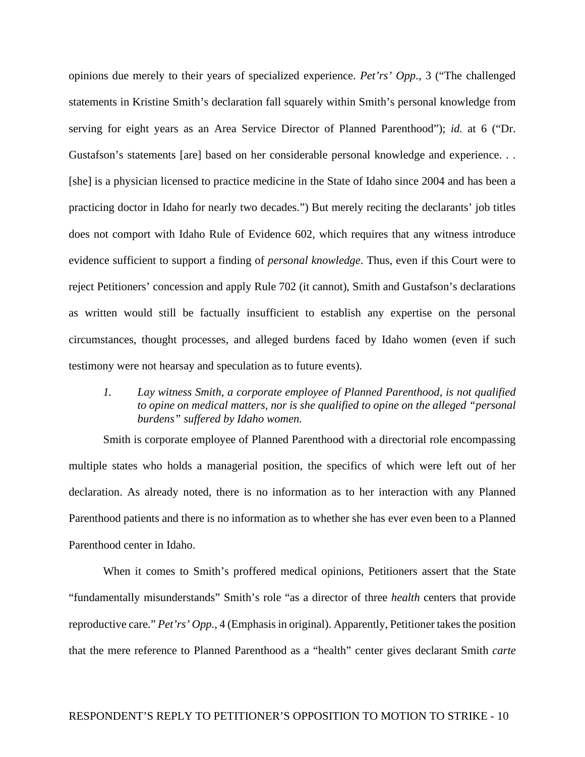opinions due merely to their years of specialized experience. *Pet'rs' Opp.,* 3 ("The challenged statements in Kristine Smith's declaration fall squarely within Smith's personal knowledge from serving for eight years as an Area Service Director of Planned Parenthood"); *id.* at 6 ("Dr. Gustafson's statements [are] based on her considerable personal knowledge and experience. . . [she] is a physician licensed to practice medicine in the State of Idaho since 2004 and has been a practicing doctor in Idaho for nearly two decades.") But merely reciting the declarants' job titles does not comport with Idaho Rule of Evidence 602, which requires that any witness introduce evidence sufficient to support a finding of *personal knowledge*. Thus, even if this Court were to reject Petitioners' concession and apply Rule 702 (it cannot), Smith and Gustafson's declarations as written would still be factually insufficient to establish any expertise on the personal circumstances, thought processes, and alleged burdens faced by Idaho women (even if such testimony were not hearsay and speculation as to future events).

*1. Lay witness Smith, a corporate employee of Planned Parenthood, is not qualified to opine on medical matters, nor is she qualified to opine on the alleged "personal burdens" suffered by Idaho women.*

Smith is corporate employee of Planned Parenthood with a directorial role encompassing multiple states who holds a managerial position, the specifics of which were left out of her declaration. As already noted, there is no information as to her interaction with any Planned Parenthood patients and there is no information as to whether she has ever even been to a Planned Parenthood center in Idaho.

When it comes to Smith's proffered medical opinions, Petitioners assert that the State "fundamentally misunderstands" Smith's role "as a director of three *health* centers that provide reproductive care." *Pet'rs' Opp.*, 4 (Emphasis in original). Apparently, Petitioner takes the position that the mere reference to Planned Parenthood as a "health" center gives declarant Smith *carte*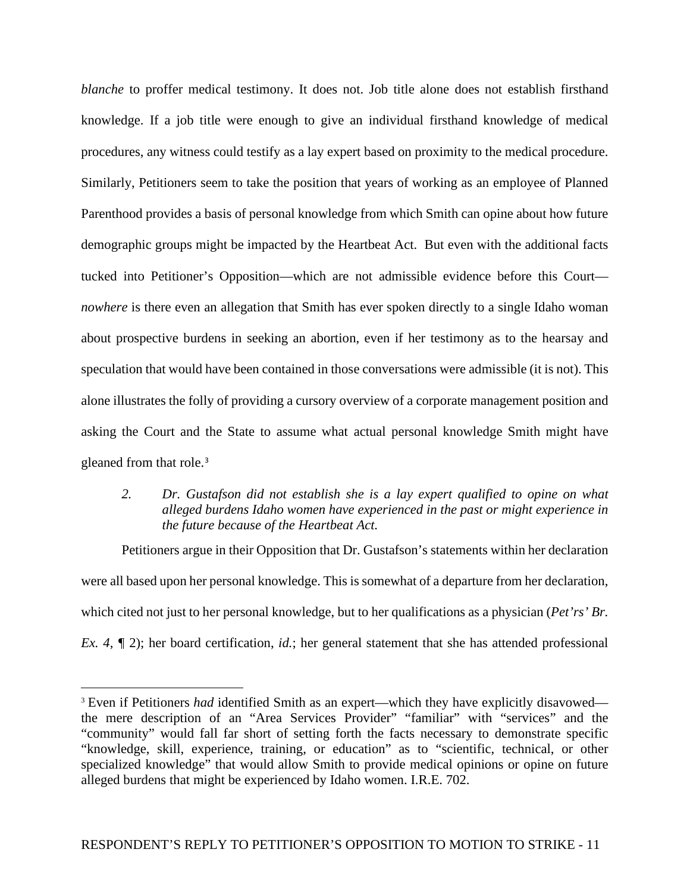*blanche* to proffer medical testimony. It does not. Job title alone does not establish firsthand knowledge. If a job title were enough to give an individual firsthand knowledge of medical procedures, any witness could testify as a lay expert based on proximity to the medical procedure. Similarly, Petitioners seem to take the position that years of working as an employee of Planned Parenthood provides a basis of personal knowledge from which Smith can opine about how future demographic groups might be impacted by the Heartbeat Act. But even with the additional facts tucked into Petitioner's Opposition—which are not admissible evidence before this Court—*nowhere* is there even an allegation that Smith has ever spoken directly to a single Idaho woman about prospective burdens in seeking an abortion, even if her testimony as to the hearsay and speculation that would have been contained in those conversations were admissible (it is not). This alone illustrates the folly of providing a cursory overview of a corporate management position and asking the Court and the State to assume what actual personal knowledge Smith might have gleaned from that role.[3]

> *2. Dr. Gustafson did not establish she is a lay expert qualified to opine on what alleged burdens Idaho women have experienced in the past or might experience in the future because of the Heartbeat Act.*

Petitioners argue in their Opposition that Dr. Gustafson's statements within her declaration were all based upon her personal knowledge. This is somewhat of a departure from her declaration, which cited not just to her personal knowledge, but to her qualifications as a physician (*Pet'rs' Br. Ex. 4*, ¶ 2); her board certification, *id.*; her general statement that she has attended professional

[3] Even if Petitioners *had* identified Smith as an expert—which they have explicitly disavowed—the mere description of an "Area Services Provider" "familiar" with "services" and the "community" would fall far short of setting forth the facts necessary to demonstrate specific "knowledge, skill, experience, training, or education" as to "scientific, technical, or other specialized knowledge" that would allow Smith to provide medical opinions or opine on future alleged burdens that might be experienced by Idaho women. I.R.E. 702.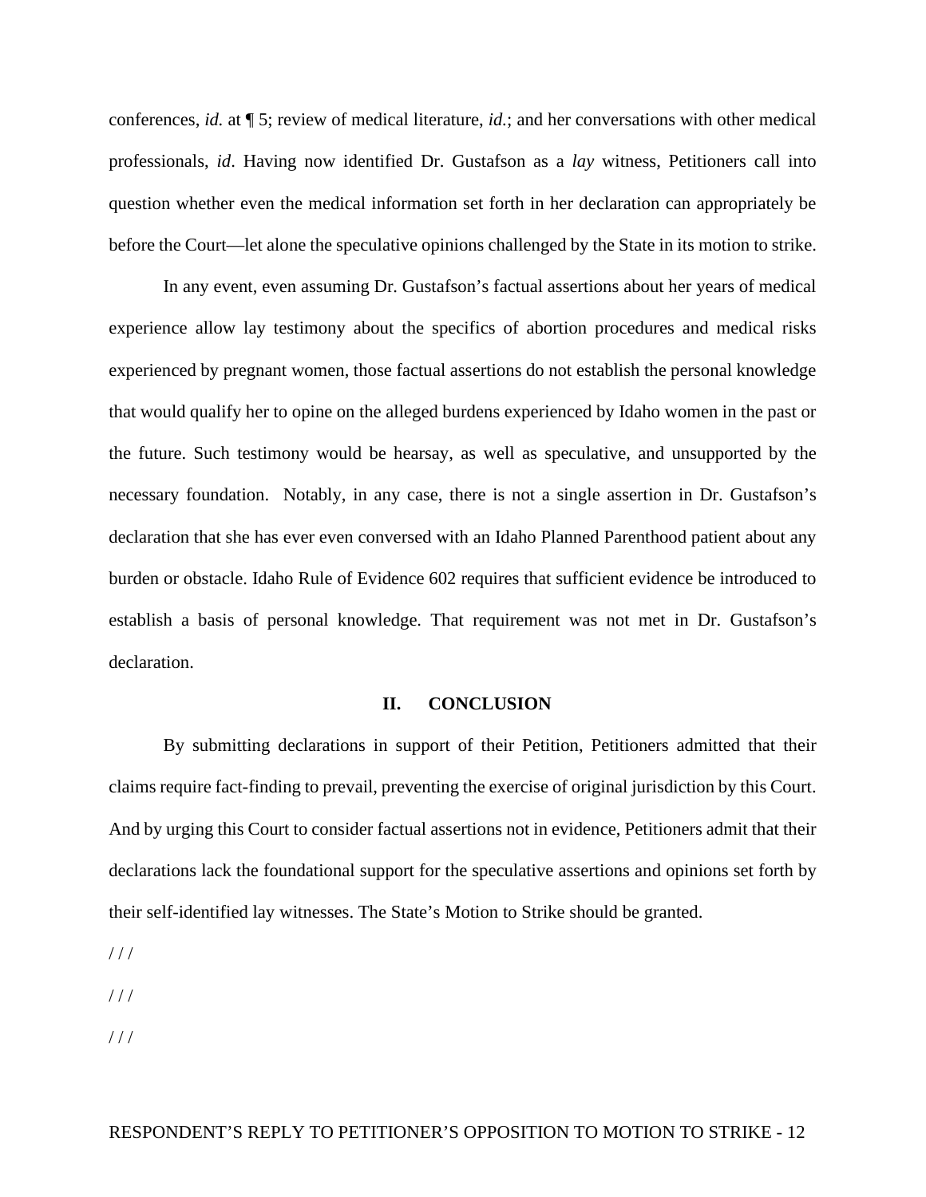conferences, *id.* at ¶ 5; review of medical literature, *id.*; and her conversations with other medical professionals, *id*. Having now identified Dr. Gustafson as a *lay* witness, Petitioners call into question whether even the medical information set forth in her declaration can appropriately be before the Court—let alone the speculative opinions challenged by the State in its motion to strike.

In any event, even assuming Dr. Gustafson's factual assertions about her years of medical experience allow lay testimony about the specifics of abortion procedures and medical risks experienced by pregnant women, those factual assertions do not establish the personal knowledge that would qualify her to opine on the alleged burdens experienced by Idaho women in the past or the future. Such testimony would be hearsay, as well as speculative, and unsupported by the necessary foundation. Notably, in any case, there is not a single assertion in Dr. Gustafson's declaration that she has ever even conversed with an Idaho Planned Parenthood patient about any burden or obstacle. Idaho Rule of Evidence 602 requires that sufficient evidence be introduced to establish a basis of personal knowledge. That requirement was not met in Dr. Gustafson's declaration.

## II. CONCLUSION

By submitting declarations in support of their Petition, Petitioners admitted that their claims require fact-finding to prevail, preventing the exercise of original jurisdiction by this Court. And by urging this Court to consider factual assertions not in evidence, Petitioners admit that their declarations lack the foundational support for the speculative assertions and opinions set forth by their self-identified lay witnesses. The State's Motion to Strike should be granted.

/ / /

/ / /

/ / /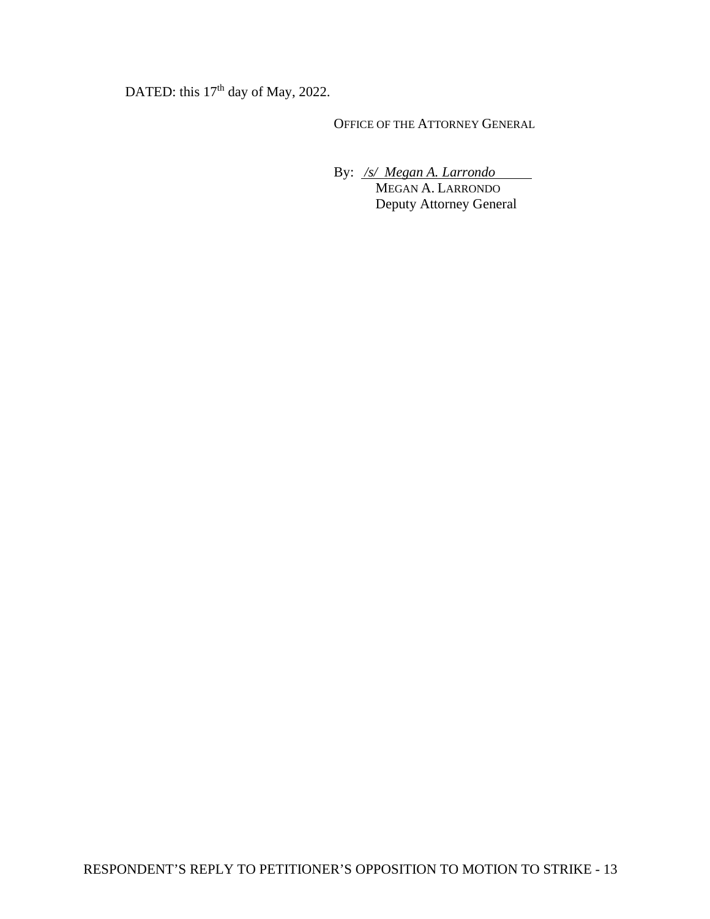DATED: this 17th day of May, 2022.

OFFICE OF THE ATTORNEY GENERAL

By: */s/ Megan A. Larrondo*
MEGAN A. LARRONDO
Deputy Attorney General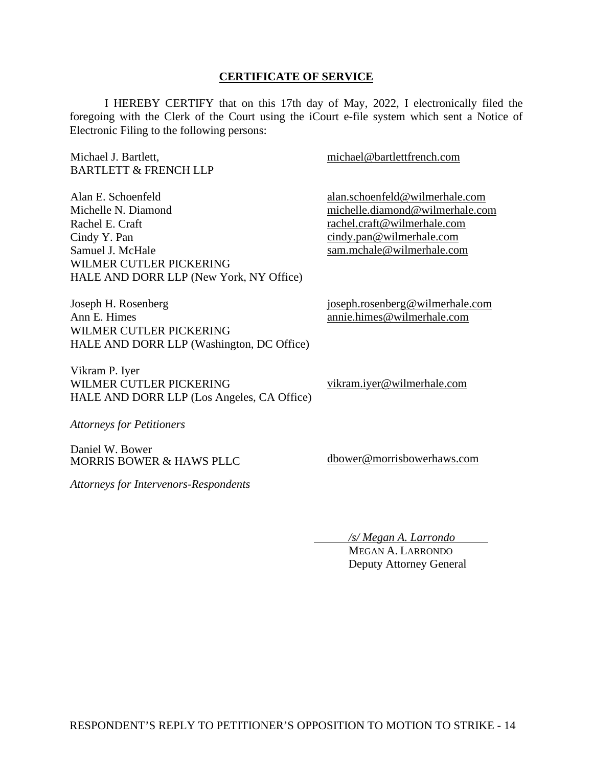## CERTIFICATE OF SERVICE

I HEREBY CERTIFY that on this 17th day of May, 2022, I electronically filed the foregoing with the Clerk of the Court using the iCourt e-file system which sent a Notice of Electronic Filing to the following persons:

Michael J. Bartlett,
BARTLETT & FRENCH LLP
michael@bartlettfrench.com

Alan E. Schoenfeld — alan.schoenfeld@wilmerhale.com
Michelle N. Diamond — michelle.diamond@wilmerhale.com
Rachel E. Craft — rachel.craft@wilmerhale.com
Cindy Y. Pan — cindy.pan@wilmerhale.com
Samuel J. McHale — sam.mchale@wilmerhale.com
WILMER CUTLER PICKERING
HALE AND DORR LLP (New York, NY Office)

Joseph H. Rosenberg — joseph.rosenberg@wilmerhale.com
Ann E. Himes — annie.himes@wilmerhale.com
WILMER CUTLER PICKERING
HALE AND DORR LLP (Washington, DC Office)

Vikram P. Iyer
WILMER CUTLER PICKERING
HALE AND DORR LLP (Los Angeles, CA Office)
vikram.iyer@wilmerhale.com

*Attorneys for Petitioners*

Daniel W. Bower
MORRIS BOWER & HAWS PLLC
dbower@morrisbowerhaws.com

*Attorneys for Intervenors-Respondents*

*/s/ Megan A. Larrondo*
MEGAN A. LARRONDO
Deputy Attorney General